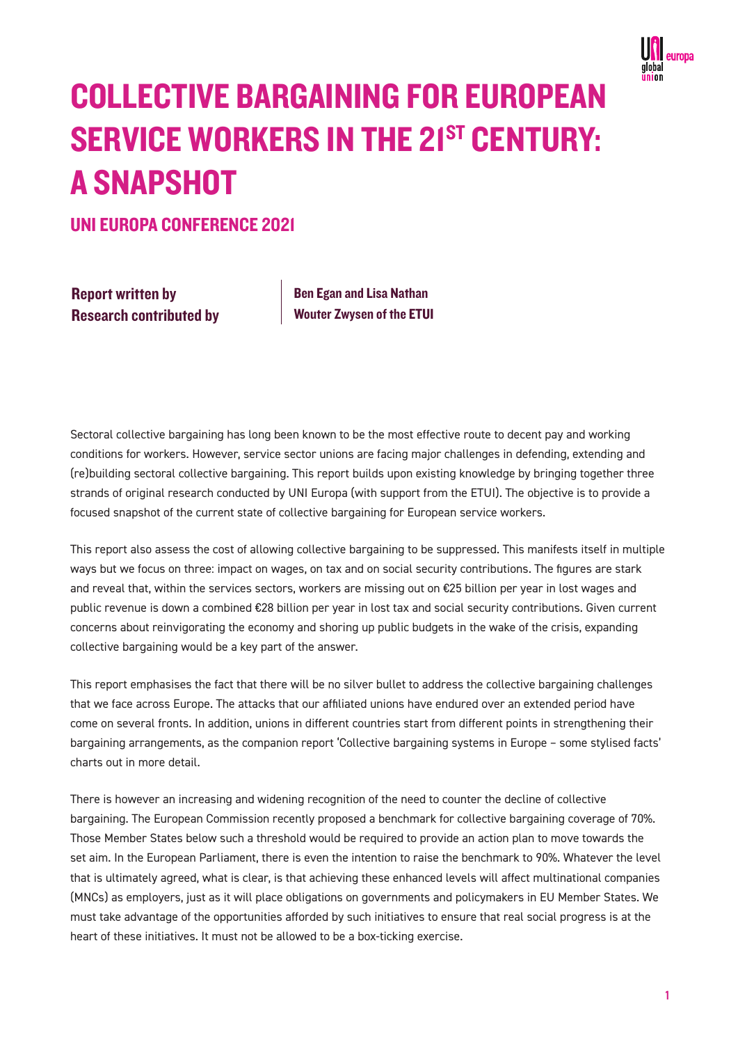# COLLECTIVE BARGAINING FOR EUROPEAN SERVICE WORKERS IN THE 21ST CENTURY: A SNAPSHOT

## UNI EUROPA CONFERENCE 2021

**Report written by** Ben Egan and Lisa Nathan
**Research contributed by** Wouter Zwysen of the ETUI

Sectoral collective bargaining has long been known to be the most effective route to decent pay and working conditions for workers. However, service sector unions are facing major challenges in defending, extending and (re)building sectoral collective bargaining. This report builds upon existing knowledge by bringing together three strands of original research conducted by UNI Europa (with support from the ETUI). The objective is to provide a focused snapshot of the current state of collective bargaining for European service workers.

This report also assess the cost of allowing collective bargaining to be suppressed. This manifests itself in multiple ways but we focus on three: impact on wages, on tax and on social security contributions. The figures are stark and reveal that, within the services sectors, workers are missing out on €25 billion per year in lost wages and public revenue is down a combined €28 billion per year in lost tax and social security contributions. Given current concerns about reinvigorating the economy and shoring up public budgets in the wake of the crisis, expanding collective bargaining would be a key part of the answer.

This report emphasises the fact that there will be no silver bullet to address the collective bargaining challenges that we face across Europe. The attacks that our affiliated unions have endured over an extended period have come on several fronts. In addition, unions in different countries start from different points in strengthening their bargaining arrangements, as the companion report 'Collective bargaining systems in Europe – some stylised facts' charts out in more detail.

There is however an increasing and widening recognition of the need to counter the decline of collective bargaining. The European Commission recently proposed a benchmark for collective bargaining coverage of 70%. Those Member States below such a threshold would be required to provide an action plan to move towards the set aim. In the European Parliament, there is even the intention to raise the benchmark to 90%. Whatever the level that is ultimately agreed, what is clear, is that achieving these enhanced levels will affect multinational companies (MNCs) as employers, just as it will place obligations on governments and policymakers in EU Member States. We must take advantage of the opportunities afforded by such initiatives to ensure that real social progress is at the heart of these initiatives. It must not be allowed to be a box-ticking exercise.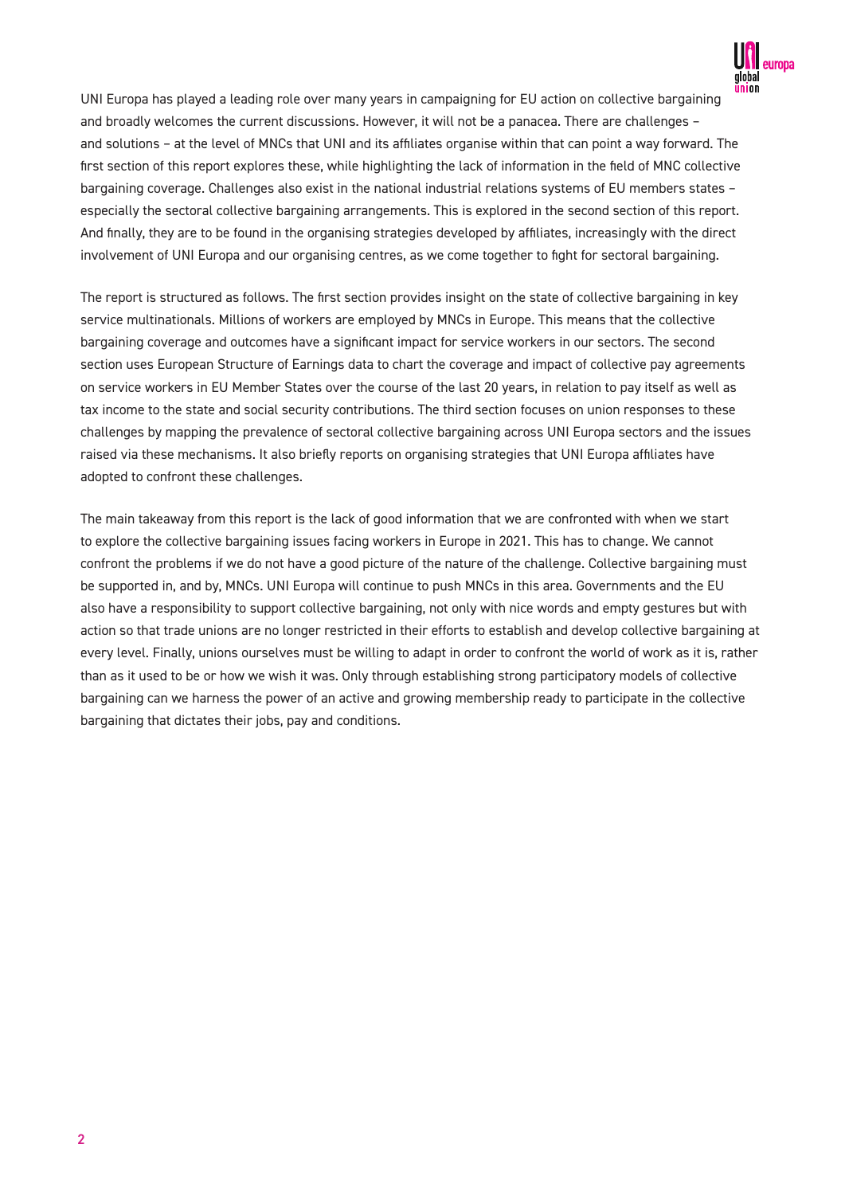UNI Europa has played a leading role over many years in campaigning for EU action on collective bargaining and broadly welcomes the current discussions. However, it will not be a panacea. There are challenges – and solutions – at the level of MNCs that UNI and its affiliates organise within that can point a way forward. The first section of this report explores these, while highlighting the lack of information in the field of MNC collective bargaining coverage. Challenges also exist in the national industrial relations systems of EU members states – especially the sectoral collective bargaining arrangements. This is explored in the second section of this report. And finally, they are to be found in the organising strategies developed by affiliates, increasingly with the direct involvement of UNI Europa and our organising centres, as we come together to fight for sectoral bargaining.

The report is structured as follows. The first section provides insight on the state of collective bargaining in key service multinationals. Millions of workers are employed by MNCs in Europe. This means that the collective bargaining coverage and outcomes have a significant impact for service workers in our sectors. The second section uses European Structure of Earnings data to chart the coverage and impact of collective pay agreements on service workers in EU Member States over the course of the last 20 years, in relation to pay itself as well as tax income to the state and social security contributions. The third section focuses on union responses to these challenges by mapping the prevalence of sectoral collective bargaining across UNI Europa sectors and the issues raised via these mechanisms. It also briefly reports on organising strategies that UNI Europa affiliates have adopted to confront these challenges.

The main takeaway from this report is the lack of good information that we are confronted with when we start to explore the collective bargaining issues facing workers in Europe in 2021. This has to change. We cannot confront the problems if we do not have a good picture of the nature of the challenge. Collective bargaining must be supported in, and by, MNCs. UNI Europa will continue to push MNCs in this area. Governments and the EU also have a responsibility to support collective bargaining, not only with nice words and empty gestures but with action so that trade unions are no longer restricted in their efforts to establish and develop collective bargaining at every level. Finally, unions ourselves must be willing to adapt in order to confront the world of work as it is, rather than as it used to be or how we wish it was. Only through establishing strong participatory models of collective bargaining can we harness the power of an active and growing membership ready to participate in the collective bargaining that dictates their jobs, pay and conditions.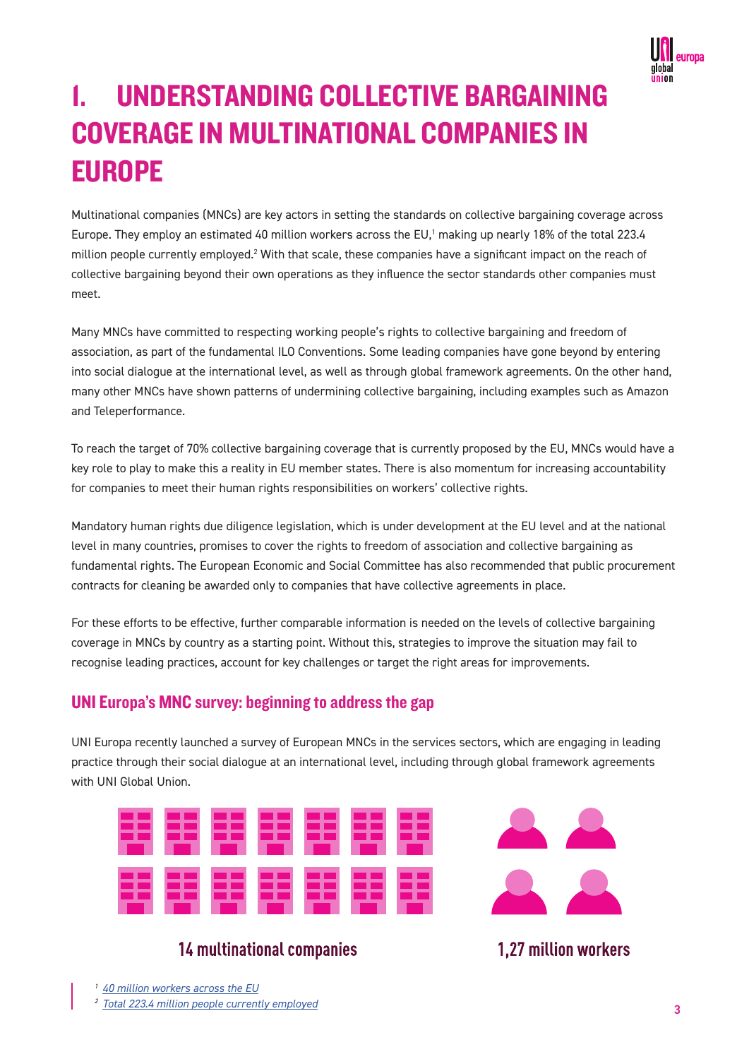# 1. UNDERSTANDING COLLECTIVE BARGAINING COVERAGE IN MULTINATIONAL COMPANIES IN EUROPE

Multinational companies (MNCs) are key actors in setting the standards on collective bargaining coverage across Europe. They employ an estimated 40 million workers across the EU,[1] making up nearly 18% of the total 223.4 million people currently employed.[2] With that scale, these companies have a significant impact on the reach of collective bargaining beyond their own operations as they influence the sector standards other companies must meet.

Many MNCs have committed to respecting working people's rights to collective bargaining and freedom of association, as part of the fundamental ILO Conventions. Some leading companies have gone beyond by entering into social dialogue at the international level, as well as through global framework agreements. On the other hand, many other MNCs have shown patterns of undermining collective bargaining, including examples such as Amazon and Teleperformance.

To reach the target of 70% collective bargaining coverage that is currently proposed by the EU, MNCs would have a key role to play to make this a reality in EU member states. There is also momentum for increasing accountability for companies to meet their human rights responsibilities on workers' collective rights.

Mandatory human rights due diligence legislation, which is under development at the EU level and at the national level in many countries, promises to cover the rights to freedom of association and collective bargaining as fundamental rights. The European Economic and Social Committee has also recommended that public procurement contracts for cleaning be awarded only to companies that have collective agreements in place.

For these efforts to be effective, further comparable information is needed on the levels of collective bargaining coverage in MNCs by country as a starting point. Without this, strategies to improve the situation may fail to recognise leading practices, account for key challenges or target the right areas for improvements.

## UNI Europa's MNC survey: beginning to address the gap

UNI Europa recently launched a survey of European MNCs in the services sectors, which are engaging in leading practice through their social dialogue at an international level, including through global framework agreements with UNI Global Union.

14 multinational companies

1,27 million workers

[1] 40 million workers across the EU

[2] Total 223.4 million people currently employed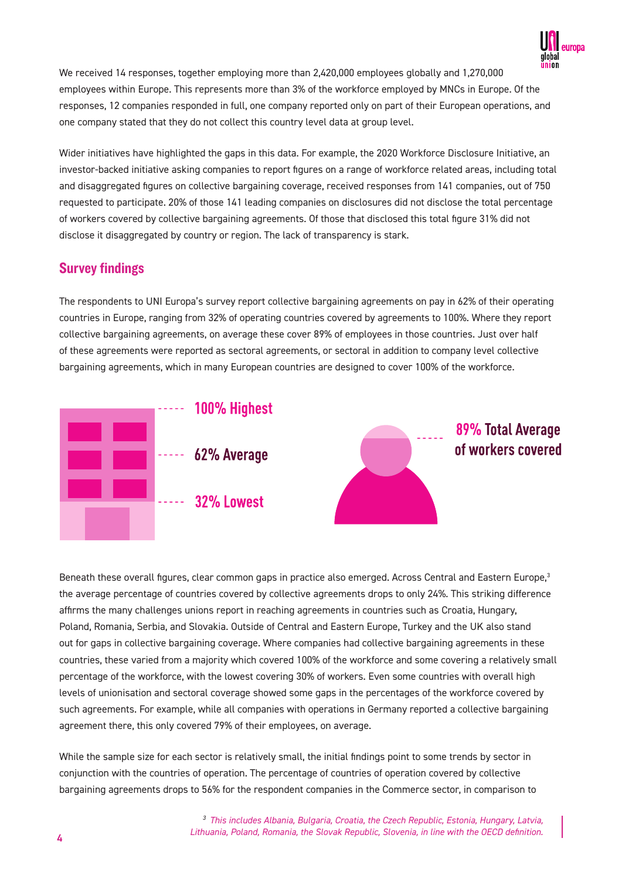We received 14 responses, together employing more than 2,420,000 employees globally and 1,270,000 employees within Europe. This represents more than 3% of the workforce employed by MNCs in Europe. Of the responses, 12 companies responded in full, one company reported only on part of their European operations, and one company stated that they do not collect this country level data at group level.

Wider initiatives have highlighted the gaps in this data. For example, the 2020 Workforce Disclosure Initiative, an investor-backed initiative asking companies to report figures on a range of workforce related areas, including total and disaggregated figures on collective bargaining coverage, received responses from 141 companies, out of 750 requested to participate. 20% of those 141 leading companies on disclosures did not disclose the total percentage of workers covered by collective bargaining agreements. Of those that disclosed this total figure 31% did not disclose it disaggregated by country or region. The lack of transparency is stark.

## Survey findings

The respondents to UNI Europa's survey report collective bargaining agreements on pay in 62% of their operating countries in Europe, ranging from 32% of operating countries covered by agreements to 100%. Where they report collective bargaining agreements, on average these cover 89% of employees in those countries. Just over half of these agreements were reported as sectoral agreements, or sectoral in addition to company level collective bargaining agreements, which in many European countries are designed to cover 100% of the workforce.

100% Highest

62% Average

32% Lowest

89% Total Average of workers covered

Beneath these overall figures, clear common gaps in practice also emerged. Across Central and Eastern Europe,[3] the average percentage of countries covered by collective agreements drops to only 24%. This striking difference affirms the many challenges unions report in reaching agreements in countries such as Croatia, Hungary, Poland, Romania, Serbia, and Slovakia. Outside of Central and Eastern Europe, Turkey and the UK also stand out for gaps in collective bargaining coverage. Where companies had collective bargaining agreements in these countries, these varied from a majority which covered 100% of the workforce and some covering a relatively small percentage of the workforce, with the lowest covering 30% of workers. Even some countries with overall high levels of unionisation and sectoral coverage showed some gaps in the percentages of the workforce covered by such agreements. For example, while all companies with operations in Germany reported a collective bargaining agreement there, this only covered 79% of their employees, on average.

While the sample size for each sector is relatively small, the initial findings point to some trends by sector in conjunction with the countries of operation. The percentage of countries of operation covered by collective bargaining agreements drops to 56% for the respondent companies in the Commerce sector, in comparison to

*[3] This includes Albania, Bulgaria, Croatia, the Czech Republic, Estonia, Hungary, Latvia, Lithuania, Poland, Romania, the Slovak Republic, Slovenia, in line with the OECD definition.*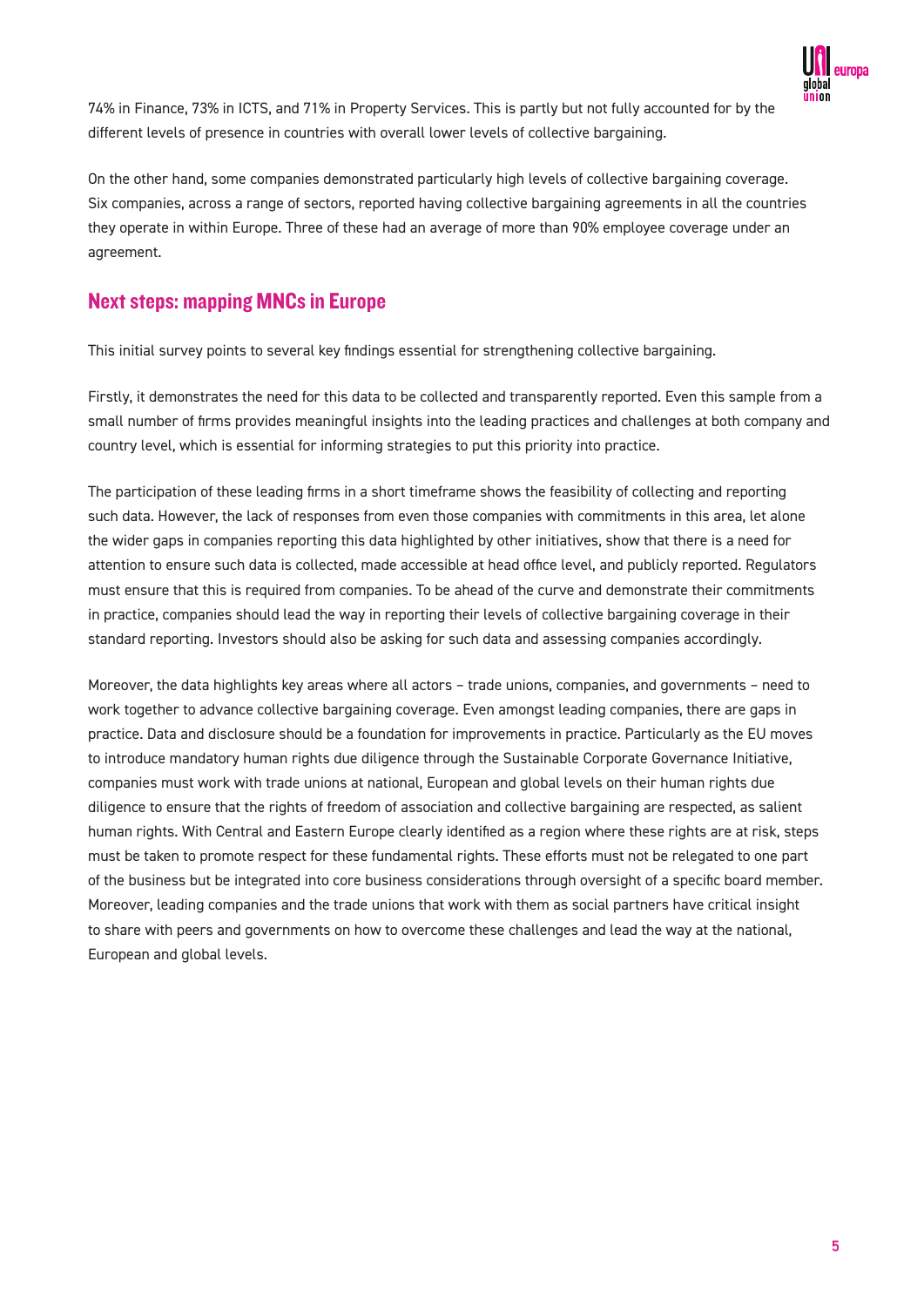74% in Finance, 73% in ICTS, and 71% in Property Services. This is partly but not fully accounted for by the different levels of presence in countries with overall lower levels of collective bargaining.

On the other hand, some companies demonstrated particularly high levels of collective bargaining coverage. Six companies, across a range of sectors, reported having collective bargaining agreements in all the countries they operate in within Europe. Three of these had an average of more than 90% employee coverage under an agreement.

## Next steps: mapping MNCs in Europe

This initial survey points to several key findings essential for strengthening collective bargaining.

Firstly, it demonstrates the need for this data to be collected and transparently reported. Even this sample from a small number of firms provides meaningful insights into the leading practices and challenges at both company and country level, which is essential for informing strategies to put this priority into practice.

The participation of these leading firms in a short timeframe shows the feasibility of collecting and reporting such data. However, the lack of responses from even those companies with commitments in this area, let alone the wider gaps in companies reporting this data highlighted by other initiatives, show that there is a need for attention to ensure such data is collected, made accessible at head office level, and publicly reported. Regulators must ensure that this is required from companies. To be ahead of the curve and demonstrate their commitments in practice, companies should lead the way in reporting their levels of collective bargaining coverage in their standard reporting. Investors should also be asking for such data and assessing companies accordingly.

Moreover, the data highlights key areas where all actors – trade unions, companies, and governments – need to work together to advance collective bargaining coverage. Even amongst leading companies, there are gaps in practice. Data and disclosure should be a foundation for improvements in practice. Particularly as the EU moves to introduce mandatory human rights due diligence through the Sustainable Corporate Governance Initiative, companies must work with trade unions at national, European and global levels on their human rights due diligence to ensure that the rights of freedom of association and collective bargaining are respected, as salient human rights. With Central and Eastern Europe clearly identified as a region where these rights are at risk, steps must be taken to promote respect for these fundamental rights. These efforts must not be relegated to one part of the business but be integrated into core business considerations through oversight of a specific board member. Moreover, leading companies and the trade unions that work with them as social partners have critical insight to share with peers and governments on how to overcome these challenges and lead the way at the national, European and global levels.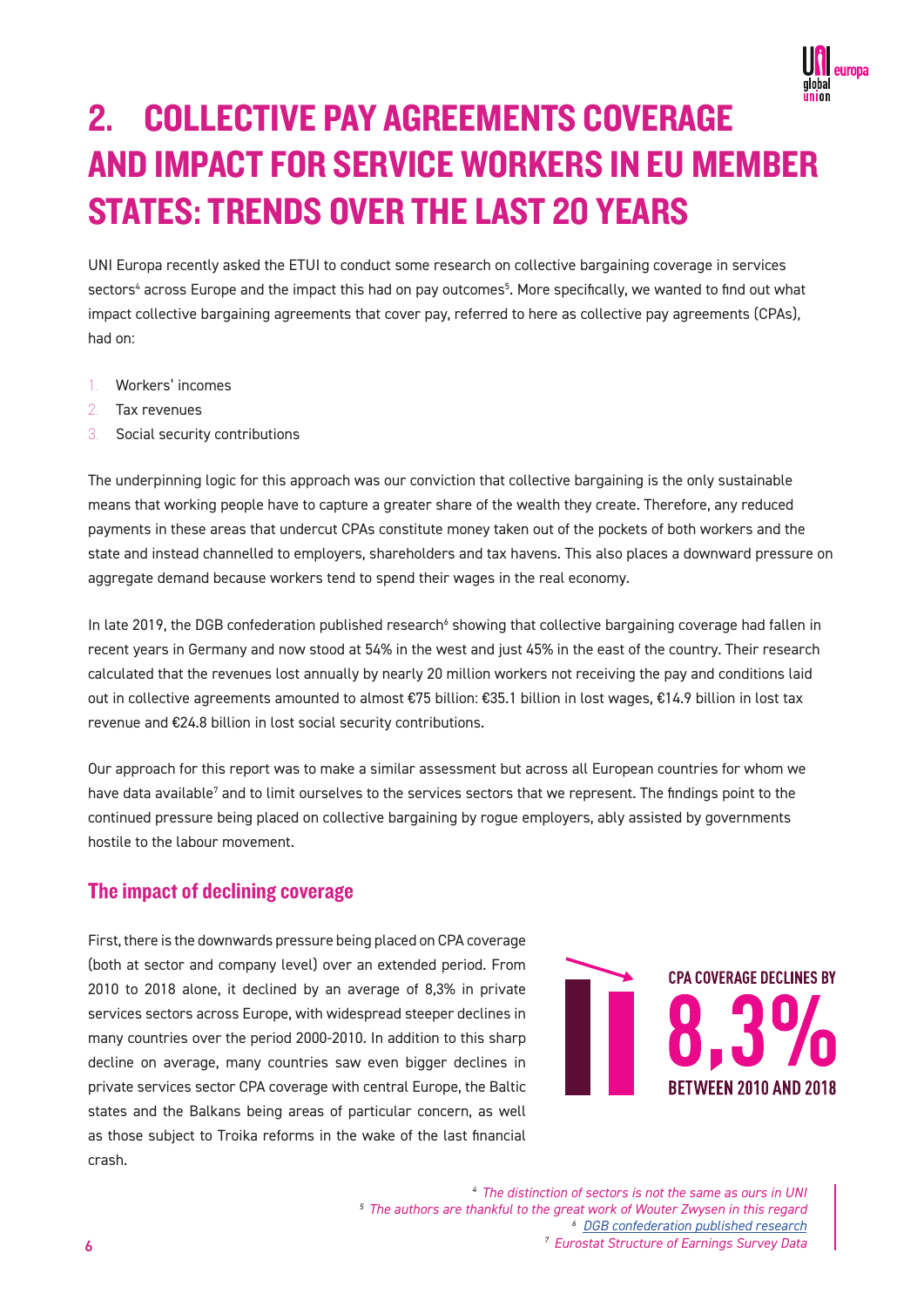# 2. COLLECTIVE PAY AGREEMENTS COVERAGE AND IMPACT FOR SERVICE WORKERS IN EU MEMBER STATES: TRENDS OVER THE LAST 20 YEARS

UNI Europa recently asked the ETUI to conduct some research on collective bargaining coverage in services sectors[4] across Europe and the impact this had on pay outcomes[5]. More specifically, we wanted to find out what impact collective bargaining agreements that cover pay, referred to here as collective pay agreements (CPAs), had on:

1. Workers' incomes
2. Tax revenues
3. Social security contributions

The underpinning logic for this approach was our conviction that collective bargaining is the only sustainable means that working people have to capture a greater share of the wealth they create. Therefore, any reduced payments in these areas that undercut CPAs constitute money taken out of the pockets of both workers and the state and instead channelled to employers, shareholders and tax havens. This also places a downward pressure on aggregate demand because workers tend to spend their wages in the real economy.

In late 2019, the DGB confederation published research[6] showing that collective bargaining coverage had fallen in recent years in Germany and now stood at 54% in the west and just 45% in the east of the country. Their research calculated that the revenues lost annually by nearly 20 million workers not receiving the pay and conditions laid out in collective agreements amounted to almost €75 billion: €35.1 billion in lost wages, €14.9 billion in lost tax revenue and €24.8 billion in lost social security contributions.

Our approach for this report was to make a similar assessment but across all European countries for whom we have data available[7] and to limit ourselves to the services sectors that we represent. The findings point to the continued pressure being placed on collective bargaining by rogue employers, ably assisted by governments hostile to the labour movement.

## The impact of declining coverage

First, there is the downwards pressure being placed on CPA coverage (both at sector and company level) over an extended period. From 2010 to 2018 alone, it declined by an average of 8,3% in private services sectors across Europe, with widespread steeper declines in many countries over the period 2000-2010. In addition to this sharp decline on average, many countries saw even bigger declines in private services sector CPA coverage with central Europe, the Baltic states and the Balkans being areas of particular concern, as well as those subject to Troika reforms in the wake of the last financial crash.

CPA COVERAGE DECLINES BY
8,3%
BETWEEN 2010 AND 2018

*[4] The distinction of sectors is not the same as ours in UNI*
*[5] The authors are thankful to the great work of Wouter Zwysen in this regard*
*[6] DGB confederation published research*
*[7] Eurostat Structure of Earnings Survey Data*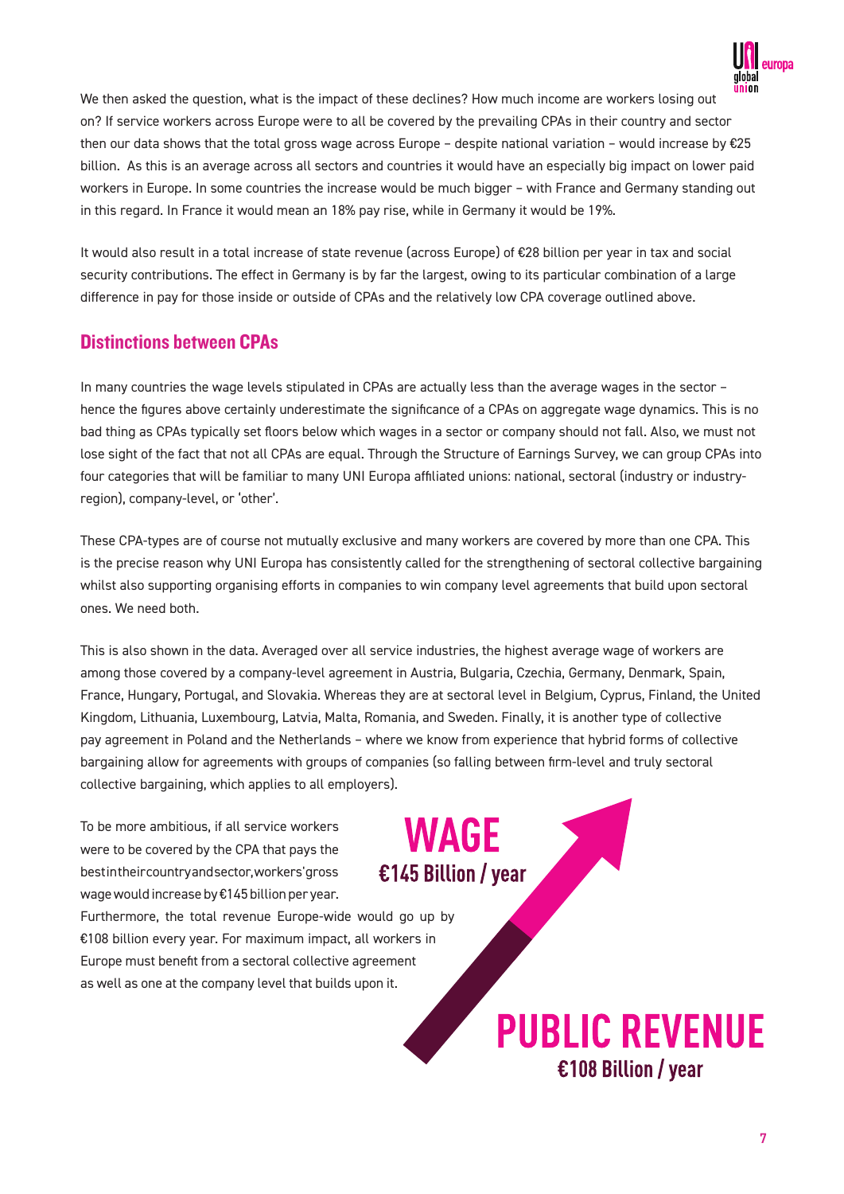We then asked the question, what is the impact of these declines? How much income are workers losing out on? If service workers across Europe were to all be covered by the prevailing CPAs in their country and sector then our data shows that the total gross wage across Europe – despite national variation – would increase by €25 billion. As this is an average across all sectors and countries it would have an especially big impact on lower paid workers in Europe. In some countries the increase would be much bigger – with France and Germany standing out in this regard. In France it would mean an 18% pay rise, while in Germany it would be 19%.

It would also result in a total increase of state revenue (across Europe) of €28 billion per year in tax and social security contributions. The effect in Germany is by far the largest, owing to its particular combination of a large difference in pay for those inside or outside of CPAs and the relatively low CPA coverage outlined above.

## Distinctions between CPAs

In many countries the wage levels stipulated in CPAs are actually less than the average wages in the sector – hence the figures above certainly underestimate the significance of a CPAs on aggregate wage dynamics. This is no bad thing as CPAs typically set floors below which wages in a sector or company should not fall. Also, we must not lose sight of the fact that not all CPAs are equal. Through the Structure of Earnings Survey, we can group CPAs into four categories that will be familiar to many UNI Europa affiliated unions: national, sectoral (industry or industry-region), company-level, or 'other'.

These CPA-types are of course not mutually exclusive and many workers are covered by more than one CPA. This is the precise reason why UNI Europa has consistently called for the strengthening of sectoral collective bargaining whilst also supporting organising efforts in companies to win company level agreements that build upon sectoral ones. We need both.

This is also shown in the data. Averaged over all service industries, the highest average wage of workers are among those covered by a company-level agreement in Austria, Bulgaria, Czechia, Germany, Denmark, Spain, France, Hungary, Portugal, and Slovakia. Whereas they are at sectoral level in Belgium, Cyprus, Finland, the United Kingdom, Lithuania, Luxembourg, Latvia, Malta, Romania, and Sweden. Finally, it is another type of collective pay agreement in Poland and the Netherlands – where we know from experience that hybrid forms of collective bargaining allow for agreements with groups of companies (so falling between firm-level and truly sectoral collective bargaining, which applies to all employers).

To be more ambitious, if all service workers were to be covered by the CPA that pays the best in their country and sector, workers' gross wage would increase by €145 billion per year. Furthermore, the total revenue Europe-wide would go up by €108 billion every year. For maximum impact, all workers in Europe must benefit from a sectoral collective agreement as well as one at the company level that builds upon it.

WAGE
€145 Billion / year

PUBLIC REVENUE
€108 Billion / year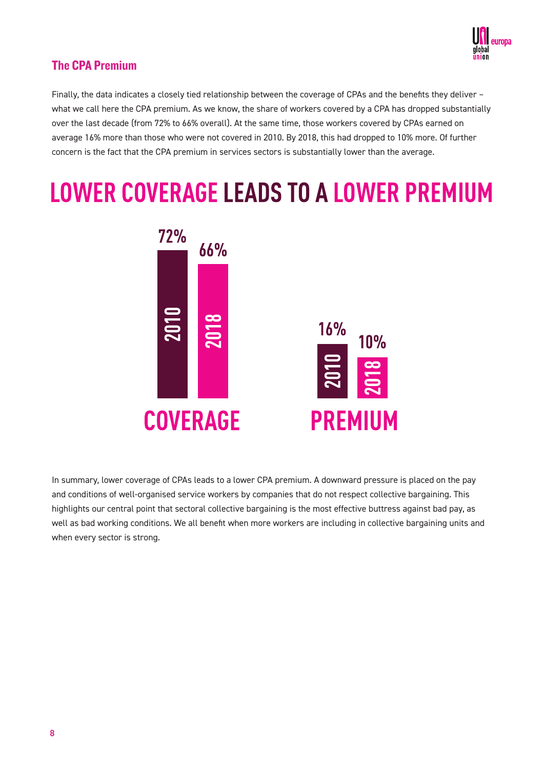## The CPA Premium

Finally, the data indicates a closely tied relationship between the coverage of CPAs and the benefits they deliver – what we call here the CPA premium. As we know, the share of workers covered by a CPA has dropped substantially over the last decade (from 72% to 66% overall). At the same time, those workers covered by CPAs earned on average 16% more than those who were not covered in 2010. By 2018, this had dropped to 10% more. Of further concern is the fact that the CPA premium in services sectors is substantially lower than the average.

# LOWER COVERAGE LEADS TO A LOWER PREMIUM

72%
2010
66%
2018
COVERAGE

16%
2010
10%
2018
PREMIUM

In summary, lower coverage of CPAs leads to a lower CPA premium. A downward pressure is placed on the pay and conditions of well-organised service workers by companies that do not respect collective bargaining. This highlights our central point that sectoral collective bargaining is the most effective buttress against bad pay, as well as bad working conditions. We all benefit when more workers are including in collective bargaining units and when every sector is strong.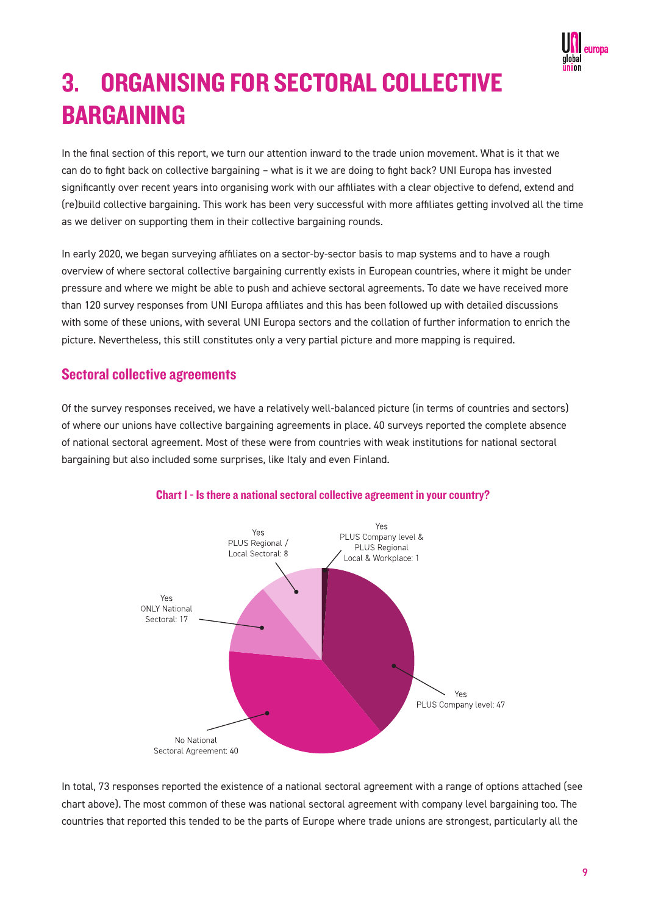# 3. ORGANISING FOR SECTORAL COLLECTIVE BARGAINING

In the final section of this report, we turn our attention inward to the trade union movement. What is it that we can do to fight back on collective bargaining – what is it we are doing to fight back? UNI Europa has invested significantly over recent years into organising work with our affiliates with a clear objective to defend, extend and (re)build collective bargaining. This work has been very successful with more affiliates getting involved all the time as we deliver on supporting them in their collective bargaining rounds.

In early 2020, we began surveying affiliates on a sector-by-sector basis to map systems and to have a rough overview of where sectoral collective bargaining currently exists in European countries, where it might be under pressure and where we might be able to push and achieve sectoral agreements. To date we have received more than 120 survey responses from UNI Europa affiliates and this has been followed up with detailed discussions with some of these unions, with several UNI Europa sectors and the collation of further information to enrich the picture. Nevertheless, this still constitutes only a very partial picture and more mapping is required.

## Sectoral collective agreements

Of the survey responses received, we have a relatively well-balanced picture (in terms of countries and sectors) of where our unions have collective bargaining agreements in place. 40 surveys reported the complete absence of national sectoral agreement. Most of these were from countries with weak institutions for national sectoral bargaining but also included some surprises, like Italy and even Finland.

### Chart I - Is there a national sectoral collective agreement in your country?

Yes PLUS Regional / Local Sectoral: 8

Yes PLUS Company level & PLUS Regional Local & Workplace: 1

Yes ONLY National Sectoral: 17

Yes PLUS Company level: 47

No National Sectoral Agreement: 40

In total, 73 responses reported the existence of a national sectoral agreement with a range of options attached (see chart above). The most common of these was national sectoral agreement with company level bargaining too. The countries that reported this tended to be the parts of Europe where trade unions are strongest, particularly all the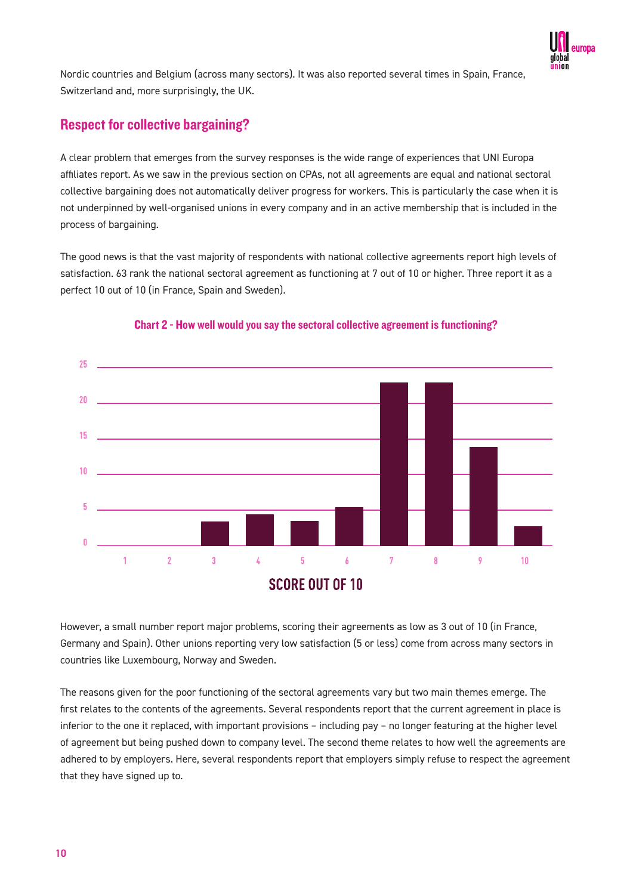Nordic countries and Belgium (across many sectors). It was also reported several times in Spain, France, Switzerland and, more surprisingly, the UK.

## Respect for collective bargaining?

A clear problem that emerges from the survey responses is the wide range of experiences that UNI Europa affiliates report. As we saw in the previous section on CPAs, not all agreements are equal and national sectoral collective bargaining does not automatically deliver progress for workers. This is particularly the case when it is not underpinned by well-organised unions in every company and in an active membership that is included in the process of bargaining.

The good news is that the vast majority of respondents with national collective agreements report high levels of satisfaction. 63 rank the national sectoral agreement as functioning at 7 out of 10 or higher. Three report it as a perfect 10 out of 10 (in France, Spain and Sweden).

**Chart 2 - How well would you say the sectoral collective agreement is functioning?**

25
20
15
10
5
0

1 2 3 4 5 6 7 8 9 10

SCORE OUT OF 10

However, a small number report major problems, scoring their agreements as low as 3 out of 10 (in France, Germany and Spain). Other unions reporting very low satisfaction (5 or less) come from across many sectors in countries like Luxembourg, Norway and Sweden.

The reasons given for the poor functioning of the sectoral agreements vary but two main themes emerge. The first relates to the contents of the agreements. Several respondents report that the current agreement in place is inferior to the one it replaced, with important provisions – including pay – no longer featuring at the higher level of agreement but being pushed down to company level. The second theme relates to how well the agreements are adhered to by employers. Here, several respondents report that employers simply refuse to respect the agreement that they have signed up to.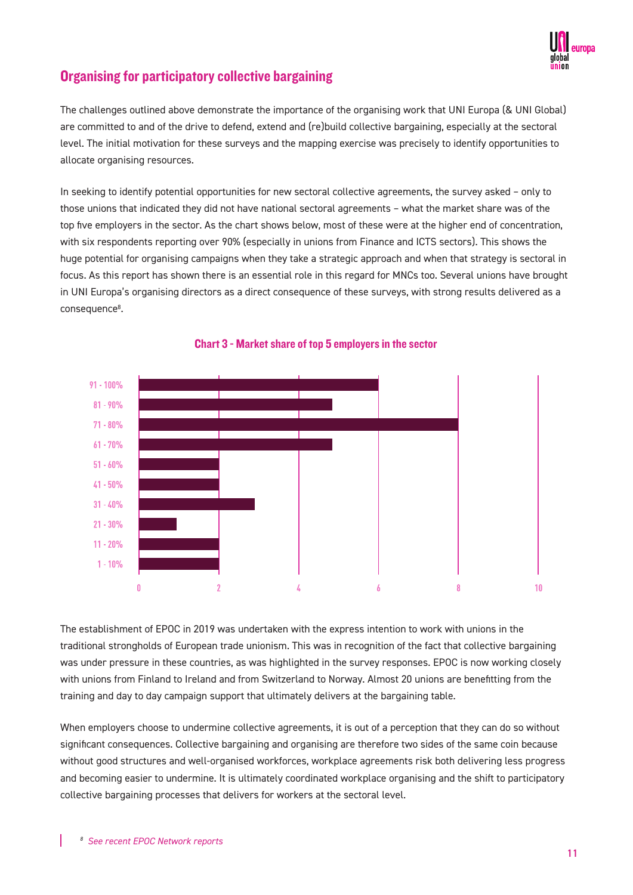## Organising for participatory collective bargaining

The challenges outlined above demonstrate the importance of the organising work that UNI Europa (& UNI Global) are committed to and of the drive to defend, extend and (re)build collective bargaining, especially at the sectoral level. The initial motivation for these surveys and the mapping exercise was precisely to identify opportunities to allocate organising resources.

In seeking to identify potential opportunities for new sectoral collective agreements, the survey asked – only to those unions that indicated they did not have national sectoral agreements – what the market share was of the top five employers in the sector. As the chart shows below, most of these were at the higher end of concentration, with six respondents reporting over 90% (especially in unions from Finance and ICTS sectors). This shows the huge potential for organising campaigns when they take a strategic approach and when that strategy is sectoral in focus. As this report has shown there is an essential role in this regard for MNCs too. Several unions have brought in UNI Europa's organising directors as a direct consequence of these surveys, with strong results delivered as a consequence[8].

**Chart 3 - Market share of top 5 employers in the sector**

91 - 100%
81 - 90%
71 - 80%
61 - 70%
51 - 60%
41 - 50%
31 - 40%
21 - 30%
11 - 20%
1 - 10%

0 2 4 6 8 10

The establishment of EPOC in 2019 was undertaken with the express intention to work with unions in the traditional strongholds of European trade unionism. This was in recognition of the fact that collective bargaining was under pressure in these countries, as was highlighted in the survey responses. EPOC is now working closely with unions from Finland to Ireland and from Switzerland to Norway. Almost 20 unions are benefitting from the training and day to day campaign support that ultimately delivers at the bargaining table.

When employers choose to undermine collective agreements, it is out of a perception that they can do so without significant consequences. Collective bargaining and organising are therefore two sides of the same coin because without good structures and well-organised workforces, workplace agreements risk both delivering less progress and becoming easier to undermine. It is ultimately coordinated workplace organising and the shift to participatory collective bargaining processes that delivers for workers at the sectoral level.

[8] *See recent EPOC Network reports*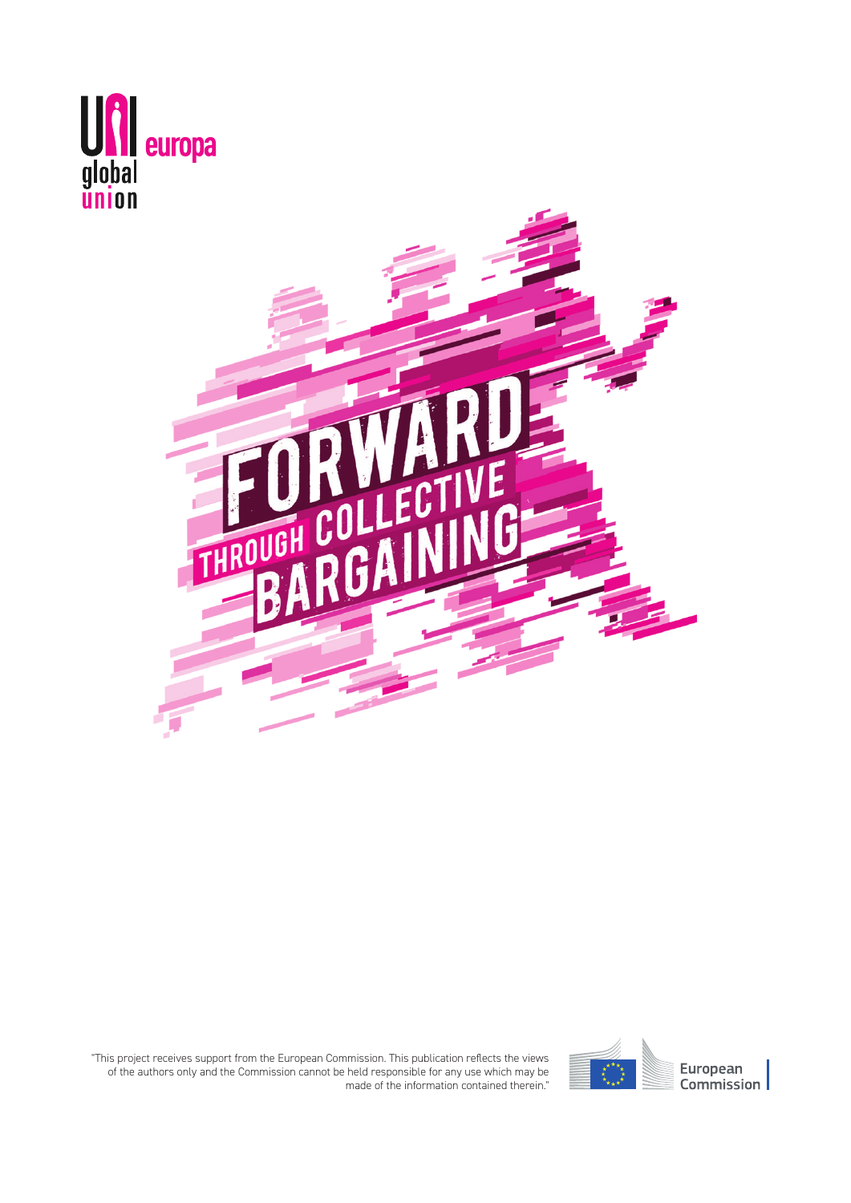UNI europa
global union

# FORWARD THROUGH COLLECTIVE BARGAINING

"This project receives support from the European Commission. This publication reflects the views of the authors only and the Commission cannot be held responsible for any use which may be made of the information contained therein."

European Commission